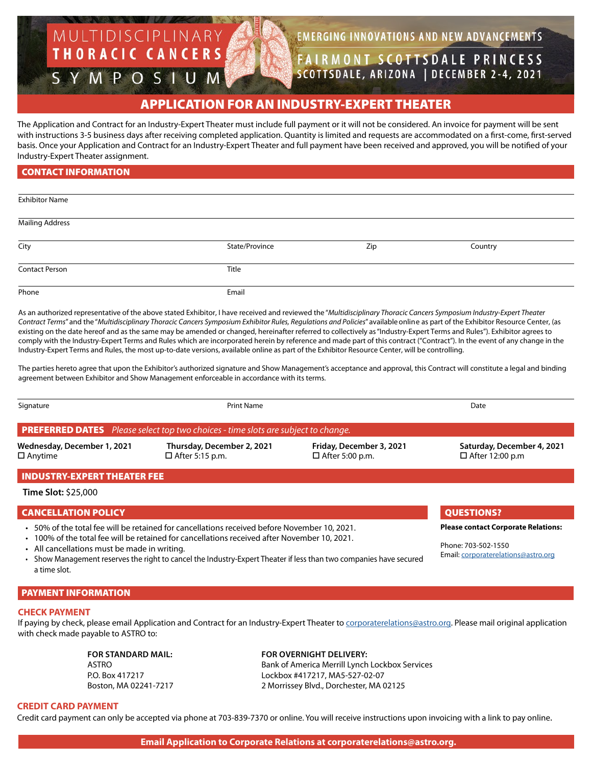MULTIDISCIPLINARY **THORACIC CANCERS** SYMPOSIUM

EMERGING INNOVATIONS AND NEW ADVANCEMENTS

FAIRMONT SCOTTSDALE PRINCESS
SCOTTSDALE, ARIZONA | DECEMBER 2-4, 2021

# APPLICATION FOR AN INDUSTRY-EXPERT THEATER

The Application and Contract for an Industry-Expert Theater must include full payment or it will not be considered. An invoice for payment will be sent with instructions 3-5 business days after receiving completed application. Quantity is limited and requests are accommodated on a first-come, first-served basis. Once your Application and Contract for an Industry-Expert Theater and full payment have been received and approved, you will be notified of your Industry-Expert Theater assignment.

## CONTACT INFORMATION

Exhibitor Name

Mailing Address

City | State/Province | Zip | Country

Contact Person | Title

Phone | Email

As an authorized representative of the above stated Exhibitor, I have received and reviewed the "*Multidisciplinary Thoracic Cancers Symposium Industry-Expert Theater Contract Terms*" and the "*Multidisciplinary Thoracic Cancers Symposium Exhibitor Rules, Regulations and Policies*" available online as part of the Exhibitor Resource Center, (as existing on the date hereof and as the same may be amended or changed, hereinafter referred to collectively as "Industry-Expert Terms and Rules"). Exhibitor agrees to comply with the Industry-Expert Terms and Rules which are incorporated herein by reference and made part of this contract ("Contract"). In the event of any change in the Industry-Expert Terms and Rules, the most up-to-date versions, available online as part of the Exhibitor Resource Center, will be controlling.

The parties hereto agree that upon the Exhibitor's authorized signature and Show Management's acceptance and approval, this Contract will constitute a legal and binding agreement between Exhibitor and Show Management enforceable in accordance with its terms.

Signature | Print Name | Date

## PREFERRED DATES *Please select top two choices - time slots are subject to change.*

**Wednesday, December 1, 2021**
☐ Anytime

**Thursday, December 2, 2021**
☐ After 5:15 p.m.

**Friday, December 3, 2021**
☐ After 5:00 p.m.

**Saturday, December 4, 2021**
☐ After 12:00 p.m

## INDUSTRY-EXPERT THEATER FEE

**Time Slot:** $25,000

## CANCELLATION POLICY

- 50% of the total fee will be retained for cancellations received before November 10, 2021.
- 100% of the total fee will be retained for cancellations received after November 10, 2021.
- All cancellations must be made in writing.
- Show Management reserves the right to cancel the Industry-Expert Theater if less than two companies have secured a time slot.

## QUESTIONS?

**Please contact Corporate Relations:**

Phone: 703-502-1550
Email: corporaterelations@astro.org

## PAYMENT INFORMATION

### CHECK PAYMENT

If paying by check, please email Application and Contract for an Industry-Expert Theater to corporaterelations@astro.org. Please mail original application with check made payable to ASTRO to:

**FOR STANDARD MAIL:**
ASTRO
P.O. Box 417217
Boston, MA 02241-7217

**FOR OVERNIGHT DELIVERY:**
Bank of America Merrill Lynch Lockbox Services
Lockbox #417217, MA5-527-02-07
2 Morrissey Blvd., Dorchester, MA 02125

### CREDIT CARD PAYMENT

Credit card payment can only be accepted via phone at 703-839-7370 or online. You will receive instructions upon invoicing with a link to pay online.

**Email Application to Corporate Relations at corporaterelations@astro.org.**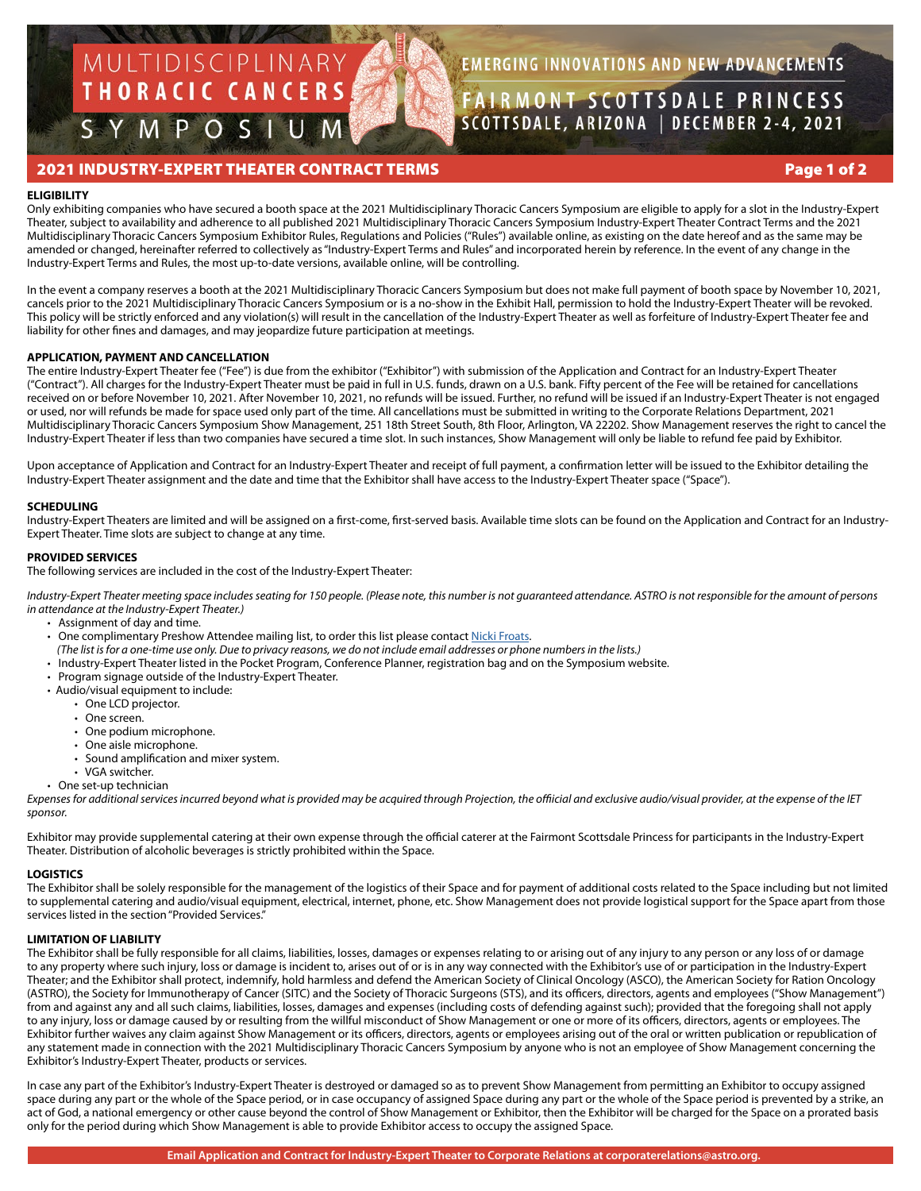# MULTIDISCIPLINARY THORACIC CANCERS SYMPOSIUM

EMERGING INNOVATIONS AND NEW ADVANCEMENTS

FAIRMONT SCOTTSDALE PRINCESS
SCOTTSDALE, ARIZONA | DECEMBER 2-4, 2021

## 2021 INDUSTRY-EXPERT THEATER CONTRACT TERMS

### ELIGIBILITY

Only exhibiting companies who have secured a booth space at the 2021 Multidisciplinary Thoracic Cancers Symposium are eligible to apply for a slot in the Industry-Expert Theater, subject to availability and adherence to all published 2021 Multidisciplinary Thoracic Cancers Symposium Industry-Expert Theater Contract Terms and the 2021 Multidisciplinary Thoracic Cancers Symposium Exhibitor Rules, Regulations and Policies ("Rules") available online, as existing on the date hereof and as the same may be amended or changed, hereinafter referred to collectively as "Industry-Expert Terms and Rules" and incorporated herein by reference. In the event of any change in the Industry-Expert Terms and Rules, the most up-to-date versions, available online, will be controlling.

In the event a company reserves a booth at the 2021 Multidisciplinary Thoracic Cancers Symposium but does not make full payment of booth space by November 10, 2021, cancels prior to the 2021 Multidisciplinary Thoracic Cancers Symposium or is a no-show in the Exhibit Hall, permission to hold the Industry-Expert Theater will be revoked. This policy will be strictly enforced and any violation(s) will result in the cancellation of the Industry-Expert Theater as well as forfeiture of Industry-Expert Theater fee and liability for other fines and damages, and may jeopardize future participation at meetings.

### APPLICATION, PAYMENT AND CANCELLATION

The entire Industry-Expert Theater fee ("Fee") is due from the exhibitor ("Exhibitor") with submission of the Application and Contract for an Industry-Expert Theater ("Contract"). All charges for the Industry-Expert Theater must be paid in full in U.S. funds, drawn on a U.S. bank. Fifty percent of the Fee will be retained for cancellations received on or before November 10, 2021. After November 10, 2021, no refunds will be issued. Further, no refund will be issued if an Industry-Expert Theater is not engaged or used, nor will refunds be made for space used only part of the time. All cancellations must be submitted in writing to the Corporate Relations Department, 2021 Multidisciplinary Thoracic Cancers Symposium Show Management, 251 18th Street South, 8th Floor, Arlington, VA 22202. Show Management reserves the right to cancel the Industry-Expert Theater if less than two companies have secured a time slot. In such instances, Show Management will only be liable to refund fee paid by Exhibitor.

Upon acceptance of Application and Contract for an Industry-Expert Theater and receipt of full payment, a confirmation letter will be issued to the Exhibitor detailing the Industry-Expert Theater assignment and the date and time that the Exhibitor shall have access to the Industry-Expert Theater space ("Space").

### SCHEDULING

Industry-Expert Theaters are limited and will be assigned on a first-come, first-served basis. Available time slots can be found on the Application and Contract for an Industry-Expert Theater. Time slots are subject to change at any time.

### PROVIDED SERVICES

The following services are included in the cost of the Industry-Expert Theater:

*Industry-Expert Theater meeting space includes seating for 150 people. (Please note, this number is not guaranteed attendance. ASTRO is not responsible for the amount of persons in attendance at the Industry-Expert Theater.)*

- Assignment of day and time.
- One complimentary Preshow Attendee mailing list, to order this list please contact Nicki Froats.
  *(The list is for a one-time use only. Due to privacy reasons, we do not include email addresses or phone numbers in the lists.)*
- Industry-Expert Theater listed in the Pocket Program, Conference Planner, registration bag and on the Symposium website.
- Program signage outside of the Industry-Expert Theater.
- Audio/visual equipment to include:
  - One LCD projector.
  - One screen.
  - One podium microphone.
  - One aisle microphone.
  - Sound amplification and mixer system.
  - VGA switcher.
- One set-up technician

*Expenses for additional services incurred beyond what is provided may be acquired through Projection, the offiicial and exclusive audio/visual provider, at the expense of the IET sponsor.*

Exhibitor may provide supplemental catering at their own expense through the official caterer at the Fairmont Scottsdale Princess for participants in the Industry-Expert Theater. Distribution of alcoholic beverages is strictly prohibited within the Space.

### LOGISTICS

The Exhibitor shall be solely responsible for the management of the logistics of their Space and for payment of additional costs related to the Space including but not limited to supplemental catering and audio/visual equipment, electrical, internet, phone, etc. Show Management does not provide logistical support for the Space apart from those services listed in the section "Provided Services."

### LIMITATION OF LIABILITY

The Exhibitor shall be fully responsible for all claims, liabilities, losses, damages or expenses relating to or arising out of any injury to any person or any loss of or damage to any property where such injury, loss or damage is incident to, arises out of or is in any way connected with the Exhibitor's use of or participation in the Industry-Expert Theater; and the Exhibitor shall protect, indemnify, hold harmless and defend the American Society of Clinical Oncology (ASCO), the American Society for Ration Oncology (ASTRO), the Society for Immunotherapy of Cancer (SITC) and the Society of Thoracic Surgeons (STS), and its officers, directors, agents and employees ("Show Management") from and against any and all such claims, liabilities, losses, damages and expenses (including costs of defending against such); provided that the foregoing shall not apply to any injury, loss or damage caused by or resulting from the willful misconduct of Show Management or one or more of its officers, directors, agents or employees. The Exhibitor further waives any claim against Show Management or its officers, directors, agents or employees arising out of the oral or written publication or republication of any statement made in connection with the 2021 Multidisciplinary Thoracic Cancers Symposium by anyone who is not an employee of Show Management concerning the Exhibitor's Industry-Expert Theater, products or services.

In case any part of the Exhibitor's Industry-Expert Theater is destroyed or damaged so as to prevent Show Management from permitting an Exhibitor to occupy assigned space during any part or the whole of the Space period, or in case occupancy of assigned Space during any part or the whole of the Space period is prevented by a strike, an act of God, a national emergency or other cause beyond the control of Show Management or Exhibitor, then the Exhibitor will be charged for the Space on a prorated basis only for the period during which Show Management is able to provide Exhibitor access to occupy the assigned Space.

**Email Application and Contract for Industry-Expert Theater to Corporate Relations at corporaterelations@astro.org.**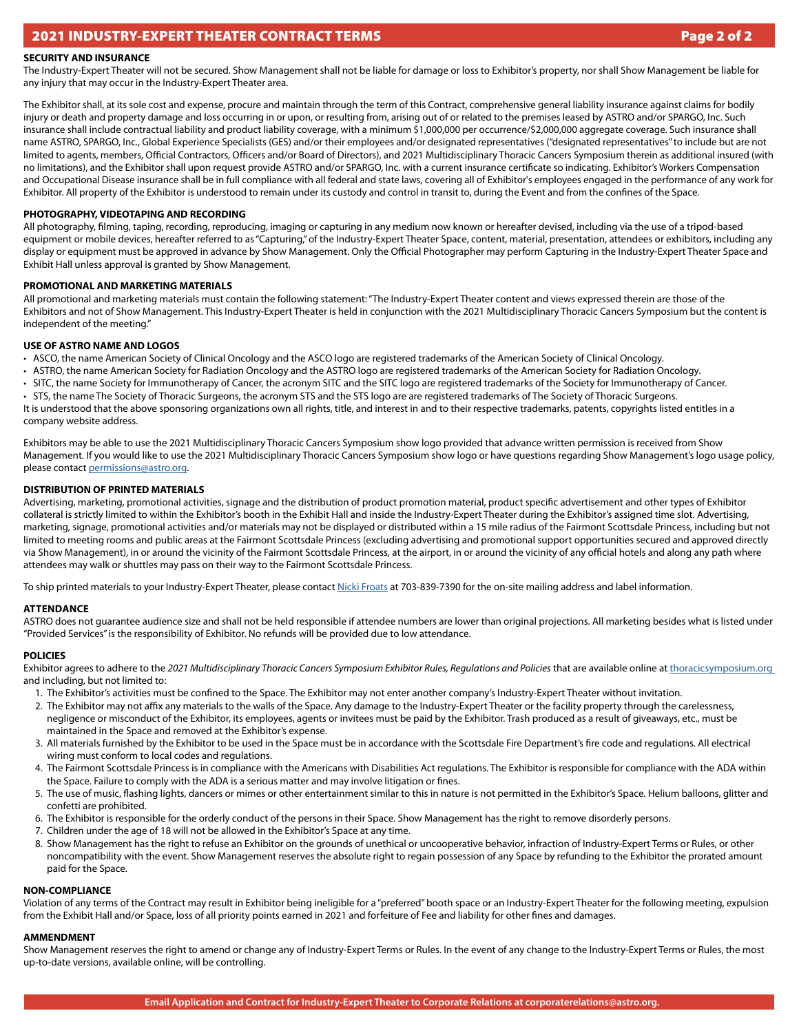## 2021 INDUSTRY-EXPERT THEATER CONTRACT TERMS

### SECURITY AND INSURANCE

The Industry-Expert Theater will not be secured. Show Management shall not be liable for damage or loss to Exhibitor's property, nor shall Show Management be liable for any injury that may occur in the Industry-Expert Theater area.

The Exhibitor shall, at its sole cost and expense, procure and maintain through the term of this Contract, comprehensive general liability insurance against claims for bodily injury or death and property damage and loss occurring in or upon, or resulting from, arising out of or related to the premises leased by ASTRO and/or SPARGO, Inc. Such insurance shall include contractual liability and product liability coverage, with a minimum $1,000,000 per occurrence/$2,000,000 aggregate coverage. Such insurance shall name ASTRO, SPARGO, Inc., Global Experience Specialists (GES) and/or their employees and/or designated representatives ("designated representatives" to include but are not limited to agents, members, Official Contractors, Officers and/or Board of Directors), and 2021 Multidisciplinary Thoracic Cancers Symposium therein as additional insured (with no limitations), and the Exhibitor shall upon request provide ASTRO and/or SPARGO, Inc. with a current insurance certificate so indicating. Exhibitor's Workers Compensation and Occupational Disease insurance shall be in full compliance with all federal and state laws, covering all of Exhibitor's employees engaged in the performance of any work for Exhibitor. All property of the Exhibitor is understood to remain under its custody and control in transit to, during the Event and from the confines of the Space.

### PHOTOGRAPHY, VIDEOTAPING AND RECORDING

All photography, filming, taping, recording, reproducing, imaging or capturing in any medium now known or hereafter devised, including via the use of a tripod-based equipment or mobile devices, hereafter referred to as "Capturing," of the Industry-Expert Theater Space, content, material, presentation, attendees or exhibitors, including any display or equipment must be approved in advance by Show Management. Only the Official Photographer may perform Capturing in the Industry-Expert Theater Space and Exhibit Hall unless approval is granted by Show Management.

### PROMOTIONAL AND MARKETING MATERIALS

All promotional and marketing materials must contain the following statement: "The Industry-Expert Theater content and views expressed therein are those of the Exhibitors and not of Show Management. This Industry-Expert Theater is held in conjunction with the 2021 Multidisciplinary Thoracic Cancers Symposium but the content is independent of the meeting."

### USE OF ASTRO NAME AND LOGOS

- ASCO, the name American Society of Clinical Oncology and the ASCO logo are registered trademarks of the American Society of Clinical Oncology.
- ASTRO, the name American Society for Radiation Oncology and the ASTRO logo are registered trademarks of the American Society for Radiation Oncology.
- SITC, the name Society for Immunotherapy of Cancer, the acronym SITC and the SITC logo are registered trademarks of the Society for Immunotherapy of Cancer.
- STS, the name The Society of Thoracic Surgeons, the acronym STS and the STS logo are are registered trademarks of The Society of Thoracic Surgeons.

It is understood that the above sponsoring organizations own all rights, title, and interest in and to their respective trademarks, patents, copyrights listed entitles in a company website address.

Exhibitors may be able to use the 2021 Multidisciplinary Thoracic Cancers Symposium show logo provided that advance written permission is received from Show Management. If you would like to use the 2021 Multidisciplinary Thoracic Cancers Symposium show logo or have questions regarding Show Management's logo usage policy, please contact permissions@astro.org.

### DISTRIBUTION OF PRINTED MATERIALS

Advertising, marketing, promotional activities, signage and the distribution of product promotion material, product specific advertisement and other types of Exhibitor collateral is strictly limited to within the Exhibitor's booth in the Exhibit Hall and inside the Industry-Expert Theater during the Exhibitor's assigned time slot. Advertising, marketing, signage, promotional activities and/or materials may not be displayed or distributed within a 15 mile radius of the Fairmont Scottsdale Princess, including but not limited to meeting rooms and public areas at the Fairmont Scottsdale Princess (excluding advertising and promotional support opportunities secured and approved directly via Show Management), in or around the vicinity of the Fairmont Scottsdale Princess, at the airport, in or around the vicinity of any official hotels and along any path where attendees may walk or shuttles may pass on their way to the Fairmont Scottsdale Princess.

To ship printed materials to your Industry-Expert Theater, please contact Nicki Froats at 703-839-7390 for the on-site mailing address and label information.

### ATTENDANCE

ASTRO does not guarantee audience size and shall not be held responsible if attendee numbers are lower than original projections. All marketing besides what is listed under "Provided Services" is the responsibility of Exhibitor. No refunds will be provided due to low attendance.

### POLICIES

Exhibitor agrees to adhere to the *2021 Multidisciplinary Thoracic Cancers Symposium Exhibitor Rules, Regulations and Policies* that are available online at thoracicsymposium.org and including, but not limited to:

1. The Exhibitor's activities must be confined to the Space. The Exhibitor may not enter another company's Industry-Expert Theater without invitation.
2. The Exhibitor may not affix any materials to the walls of the Space. Any damage to the Industry-Expert Theater or the facility property through the carelessness, negligence or misconduct of the Exhibitor, its employees, agents or invitees must be paid by the Exhibitor. Trash produced as a result of giveaways, etc., must be maintained in the Space and removed at the Exhibitor's expense.
3. All materials furnished by the Exhibitor to be used in the Space must be in accordance with the Scottsdale Fire Department's fire code and regulations. All electrical wiring must conform to local codes and regulations.
4. The Fairmont Scottsdale Princess is in compliance with the Americans with Disabilities Act regulations. The Exhibitor is responsible for compliance with the ADA within the Space. Failure to comply with the ADA is a serious matter and may involve litigation or fines.
5. The use of music, flashing lights, dancers or mimes or other entertainment similar to this in nature is not permitted in the Exhibitor's Space. Helium balloons, glitter and confetti are prohibited.
6. The Exhibitor is responsible for the orderly conduct of the persons in their Space. Show Management has the right to remove disorderly persons.
7. Children under the age of 18 will not be allowed in the Exhibitor's Space at any time.
8. Show Management has the right to refuse an Exhibitor on the grounds of unethical or uncooperative behavior, infraction of Industry-Expert Terms or Rules, or other noncompatibility with the event. Show Management reserves the absolute right to regain possession of any Space by refunding to the Exhibitor the prorated amount paid for the Space.

### NON-COMPLIANCE

Violation of any terms of the Contract may result in Exhibitor being ineligible for a "preferred" booth space or an Industry-Expert Theater for the following meeting, expulsion from the Exhibit Hall and/or Space, loss of all priority points earned in 2021 and forfeiture of Fee and liability for other fines and damages.

### AMMENDMENT

Show Management reserves the right to amend or change any of Industry-Expert Terms or Rules. In the event of any change to the Industry-Expert Terms or Rules, the most up-to-date versions, available online, will be controlling.

**Email Application and Contract for Industry-Expert Theater to Corporate Relations at corporaterelations@astro.org.**